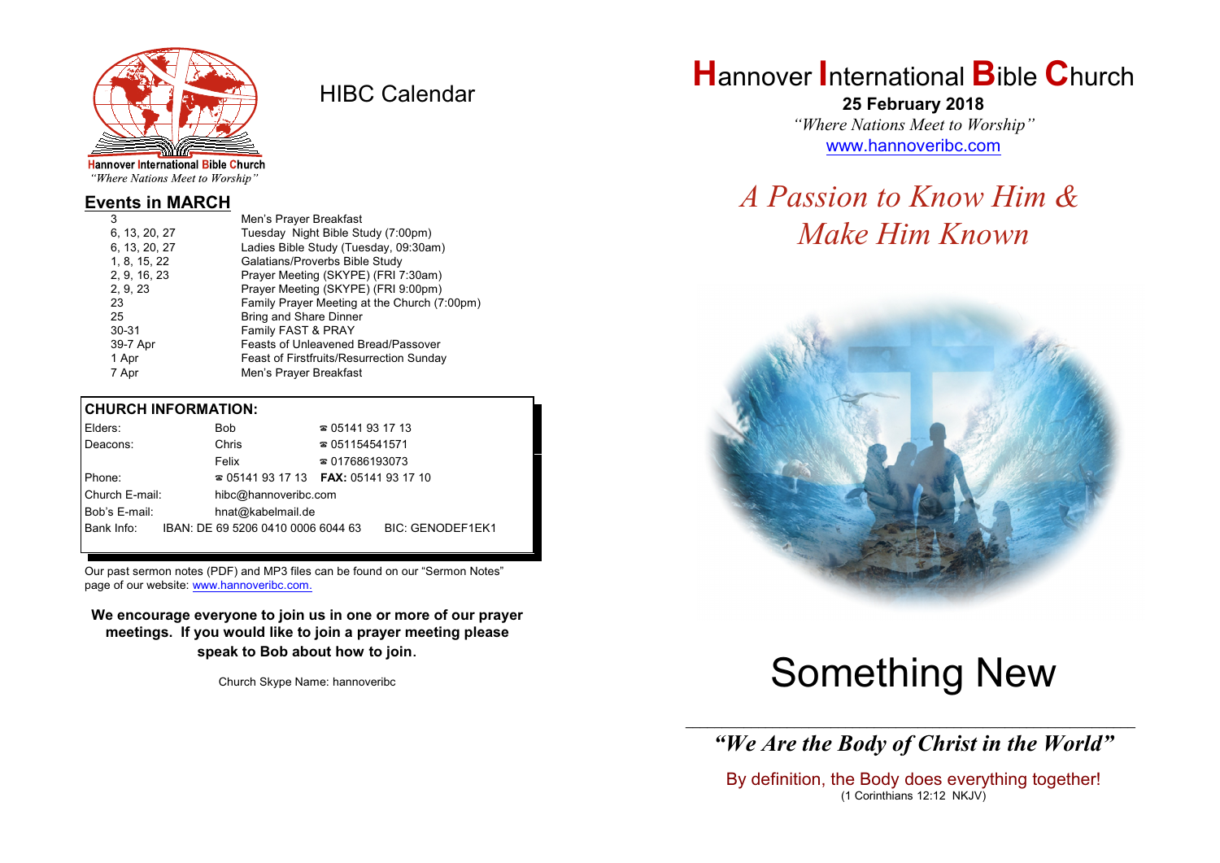Hannover International Bible Church
*"Where Nations Meet to Worship"*

# HIBC Calendar

## Events in MARCH

| | |
|---|---|
| 3 | Men's Prayer Breakfast |
| 6, 13, 20, 27 | Tuesday Night Bible Study (7:00pm) |
| 6, 13, 20, 27 | Ladies Bible Study (Tuesday, 09:30am) |
| 1, 8, 15, 22 | Galatians/Proverbs Bible Study |
| 2, 9, 16, 23 | Prayer Meeting (SKYPE) (FRI 7:30am) |
| 2, 9, 23 | Prayer Meeting (SKYPE) (FRI 9:00pm) |
| 23 | Family Prayer Meeting at the Church (7:00pm) |
| 25 | Bring and Share Dinner |
| 30-31 | Family FAST & PRAY |
| 39-7 Apr | Feasts of Unleavened Bread/Passover |
| 1 Apr | Feast of Firstfruits/Resurrection Sunday |
| 7 Apr | Men's Prayer Breakfast |

## CHURCH INFORMATION:

| | | |
|---|---|---|
| Elders: | Bob | ☎ 05141 93 17 13 |
| Deacons: | Chris | ☎ 051154541571 |
| | Felix | ☎ 017686193073 |
| Phone: | ☎ 05141 93 17 13 | **FAX:** 05141 93 17 10 |
| Church E-mail: | hibc@hannoveribc.com | |
| Bob's E-mail: | hnat@kabelmail.de | |
| Bank Info: | IBAN: DE 69 5206 0410 0006 6044 63 | BIC: GENODEF1EK1 |

Our past sermon notes (PDF) and MP3 files can be found on our "Sermon Notes" page of our website: www.hannoveribc.com.

**We encourage everyone to join us in one or more of our prayer meetings. If you would like to join a prayer meeting please speak to Bob about how to join.**

Church Skype Name: hannoveribc

# Hannover International Bible Church

**25 February 2018**

*"Where Nations Meet to Worship"*

www.hannoveribc.com

## *A Passion to Know Him & Make Him Known*

# Something New

---

***"We Are the Body of Christ in the World"***

By definition, the Body does everything together!
(1 Corinthians 12:12 NKJV)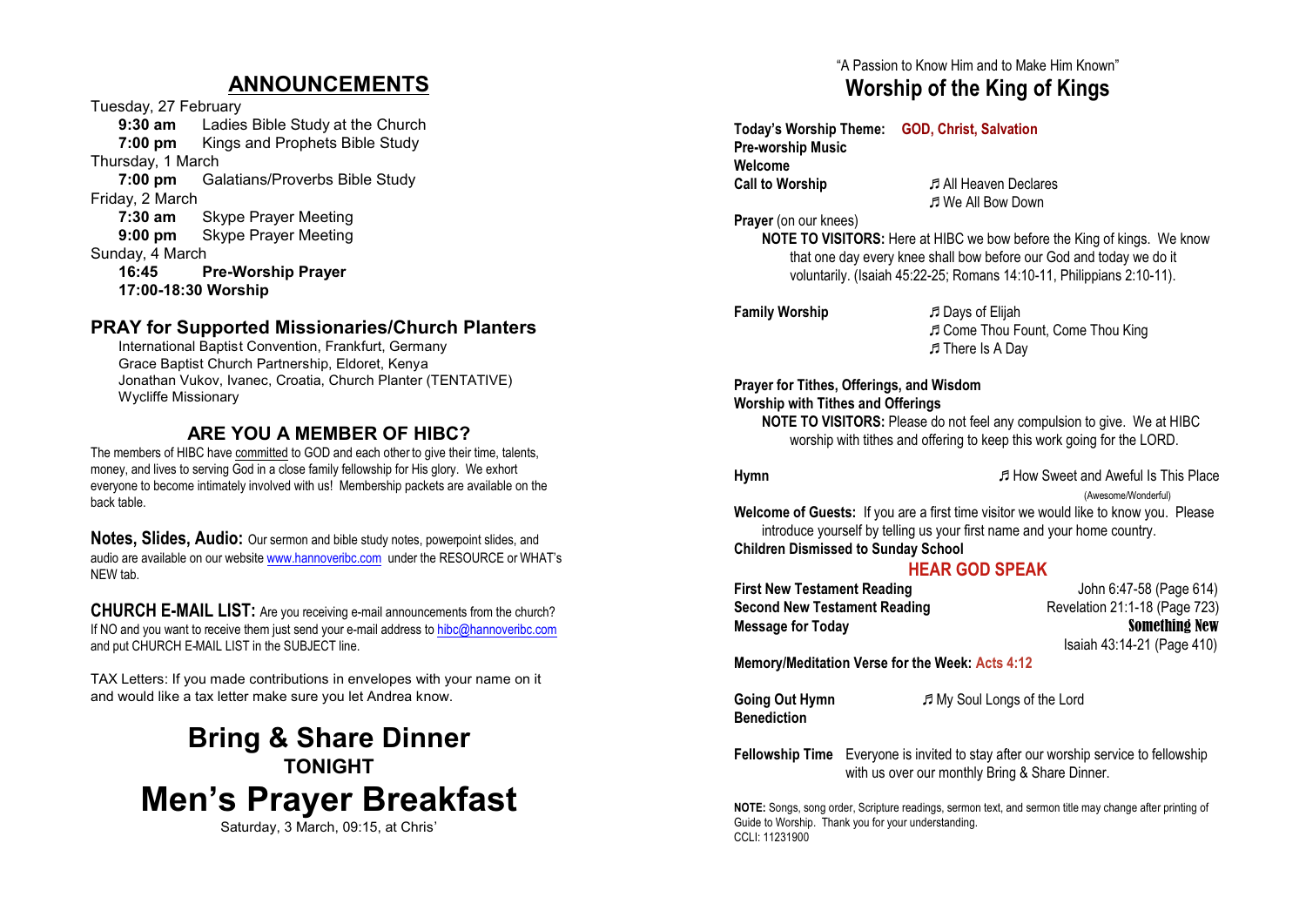## ANNOUNCEMENTS

Tuesday, 27 February
- **9:30 am** Ladies Bible Study at the Church
- **7:00 pm** Kings and Prophets Bible Study

Thursday, 1 March
- **7:00 pm** Galatians/Proverbs Bible Study

Friday, 2 March
- **7:30 am** Skype Prayer Meeting
- **9:00 pm** Skype Prayer Meeting

Sunday, 4 March
- **16:45 Pre-Worship Prayer**
- **17:00-18:30 Worship**

### PRAY for Supported Missionaries/Church Planters

International Baptist Convention, Frankfurt, Germany
Grace Baptist Church Partnership, Eldoret, Kenya
Jonathan Vukov, Ivanec, Croatia, Church Planter (TENTATIVE)
Wycliffe Missionary

### ARE YOU A MEMBER OF HIBC?

The members of HIBC have committed to GOD and each other to give their time, talents, money, and lives to serving God in a close family fellowship for His glory. We exhort everyone to become intimately involved with us! Membership packets are available on the back table.

**Notes, Slides, Audio:** Our sermon and bible study notes, powerpoint slides, and audio are available on our website www.hannoveribc.com under the RESOURCE or WHAT's NEW tab.

**CHURCH E-MAIL LIST:** Are you receiving e-mail announcements from the church? If NO and you want to receive them just send your e-mail address to hibc@hannoveribc.com and put CHURCH E-MAIL LIST in the SUBJECT line.

TAX Letters: If you made contributions in envelopes with your name on it and would like a tax letter make sure you let Andrea know.

## Bring & Share Dinner
**TONIGHT**

## Men's Prayer Breakfast
Saturday, 3 March, 09:15, at Chris'

---

"A Passion to Know Him and to Make Him Known"

## Worship of the King of Kings

**Today's Worship Theme:** **GOD, Christ, Salvation**

**Pre-worship Music**

**Welcome**

**Call to Worship** — ♬ All Heaven Declares; ♬ We All Bow Down

**Prayer** (on our knees)

**NOTE TO VISITORS:** Here at HIBC we bow before the King of kings. We know that one day every knee shall bow before our God and today we do it voluntarily. (Isaiah 45:22-25; Romans 14:10-11, Philippians 2:10-11).

**Family Worship** — ♬ Days of Elijah; ♬ Come Thou Fount, Come Thou King; ♬ There Is A Day

**Prayer for Tithes, Offerings, and Wisdom**

**Worship with Tithes and Offerings**

**NOTE TO VISITORS:** Please do not feel any compulsion to give. We at HIBC worship with tithes and offering to keep this work going for the LORD.

**Hymn** — ♬ How Sweet and Aweful Is This Place (Awesome/Wonderful)

**Welcome of Guests:** If you are a first time visitor we would like to know you. Please introduce yourself by telling us your first name and your home country.

**Children Dismissed to Sunday School**

### HEAR GOD SPEAK

**First New Testament Reading** — John 6:47-58 (Page 614)

**Second New Testament Reading** — Revelation 21:1-18 (Page 723)

**Message for Today** — **Something New**, Isaiah 43:14-21 (Page 410)

**Memory/Meditation Verse for the Week:** **Acts 4:12**

**Going Out Hymn** — ♬ My Soul Longs of the Lord

**Benediction**

**Fellowship Time** Everyone is invited to stay after our worship service to fellowship with us over our monthly Bring & Share Dinner.

**NOTE:** Songs, song order, Scripture readings, sermon text, and sermon title may change after printing of Guide to Worship. Thank you for your understanding.
CCLI: 11231900